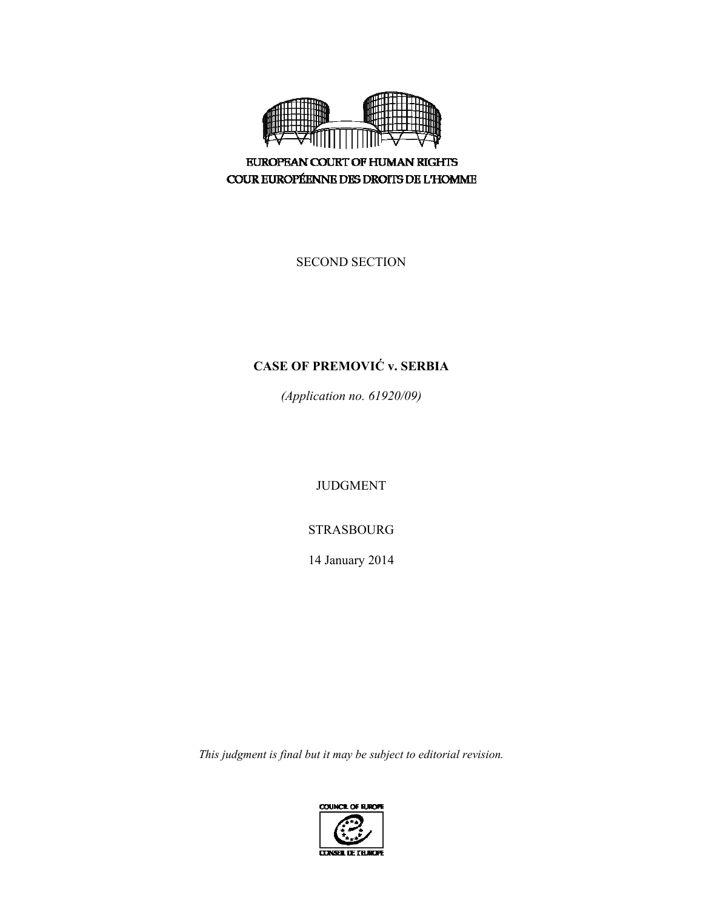EUROPEAN COURT OF HUMAN RIGHTS
COUR EUROPÉENNE DES DROITS DE L'HOMME

SECOND SECTION

# CASE OF PREMOVIĆ v. SERBIA

*(Application no. 61920/09)*

JUDGMENT

STRASBOURG

14 January 2014

*This judgment is final but it may be subject to editorial revision.*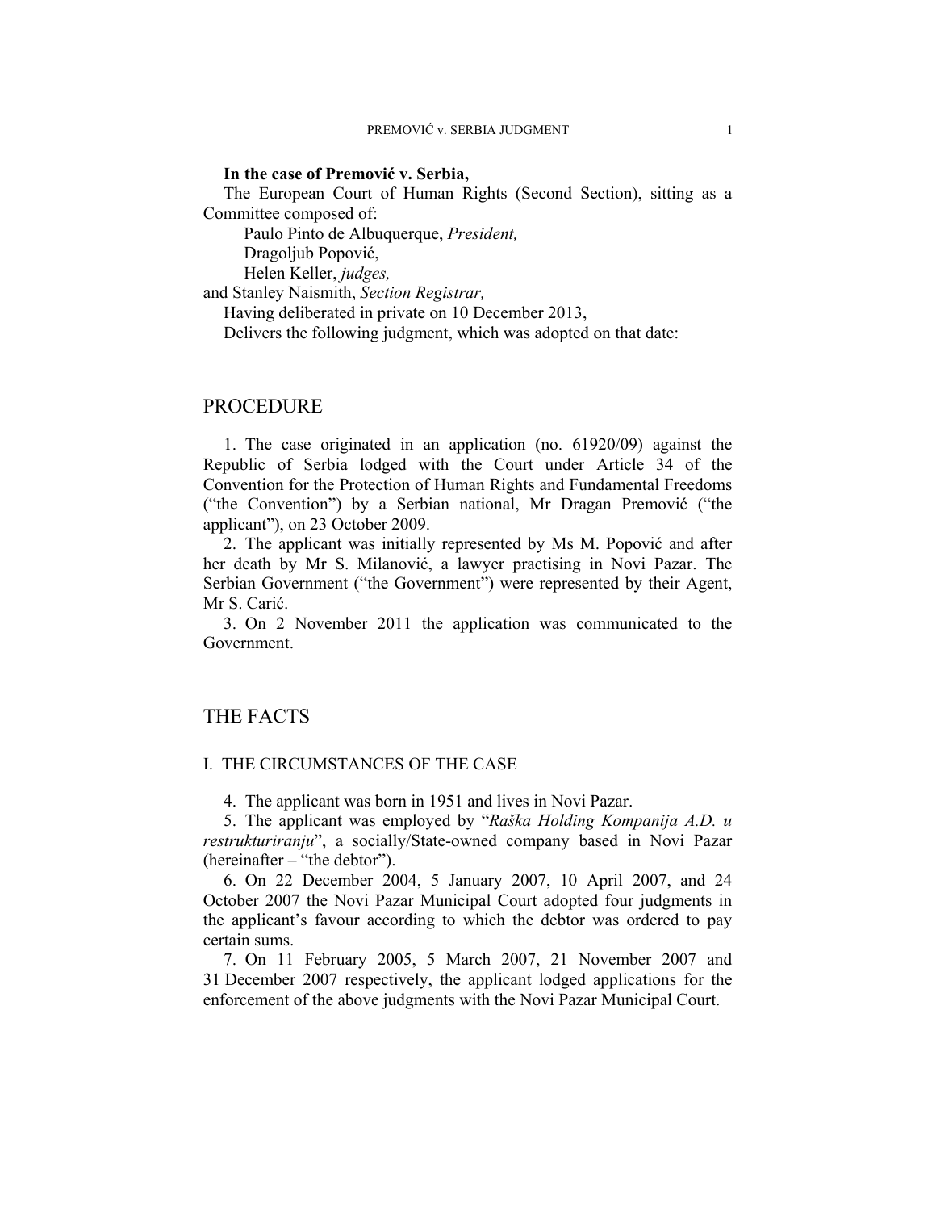**In the case of Premović v. Serbia,**

The European Court of Human Rights (Second Section), sitting as a Committee composed of:

Paulo Pinto de Albuquerque, *President,*
Dragoljub Popović,
Helen Keller, *judges,*
and Stanley Naismith, *Section Registrar,*

Having deliberated in private on 10 December 2013,

Delivers the following judgment, which was adopted on that date:

## PROCEDURE

1. The case originated in an application (no. 61920/09) against the Republic of Serbia lodged with the Court under Article 34 of the Convention for the Protection of Human Rights and Fundamental Freedoms ("the Convention") by a Serbian national, Mr Dragan Premović ("the applicant"), on 23 October 2009.

2. The applicant was initially represented by Ms M. Popović and after her death by Mr S. Milanović, a lawyer practising in Novi Pazar. The Serbian Government ("the Government") were represented by their Agent, Mr S. Carić.

3. On 2 November 2011 the application was communicated to the Government.

## THE FACTS

### I. THE CIRCUMSTANCES OF THE CASE

4. The applicant was born in 1951 and lives in Novi Pazar.

5. The applicant was employed by "*Raška Holding Kompanija A.D. u restrukturiranju*", a socially/State-owned company based in Novi Pazar (hereinafter – "the debtor").

6. On 22 December 2004, 5 January 2007, 10 April 2007, and 24 October 2007 the Novi Pazar Municipal Court adopted four judgments in the applicant's favour according to which the debtor was ordered to pay certain sums.

7. On 11 February 2005, 5 March 2007, 21 November 2007 and 31 December 2007 respectively, the applicant lodged applications for the enforcement of the above judgments with the Novi Pazar Municipal Court.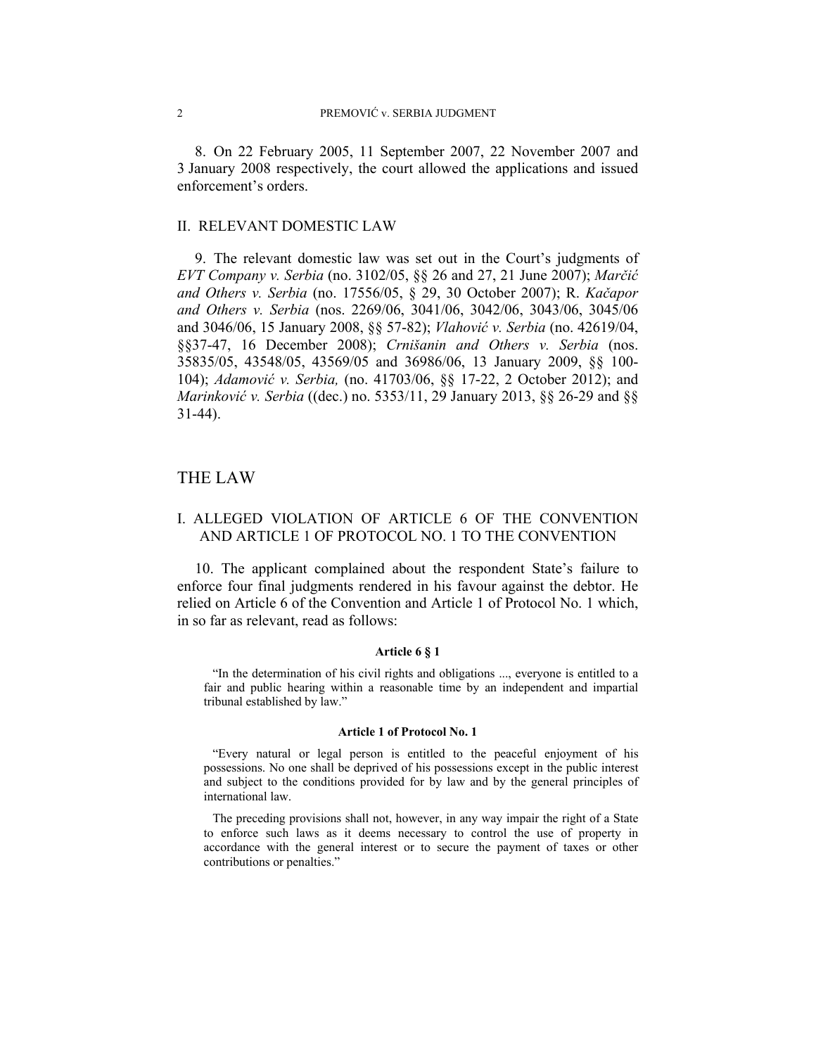8. On 22 February 2005, 11 September 2007, 22 November 2007 and 3 January 2008 respectively, the court allowed the applications and issued enforcement's orders.

## II. RELEVANT DOMESTIC LAW

9. The relevant domestic law was set out in the Court's judgments of *EVT Company v. Serbia* (no. 3102/05, §§ 26 and 27, 21 June 2007); *Marčić and Others v. Serbia* (no. 17556/05, § 29, 30 October 2007); R. *Kačapor and Others v. Serbia* (nos. 2269/06, 3041/06, 3042/06, 3043/06, 3045/06 and 3046/06, 15 January 2008, §§ 57-82); *Vlahović v. Serbia* (no. 42619/04, §§37-47, 16 December 2008); *Crnišanin and Others v. Serbia* (nos. 35835/05, 43548/05, 43569/05 and 36986/06, 13 January 2009, §§ 100-104); *Adamović v. Serbia,* (no. 41703/06, §§ 17-22, 2 October 2012); and *Marinković v. Serbia* ((dec.) no. 5353/11, 29 January 2013, §§ 26-29 and §§ 31-44).

# THE LAW

## I. ALLEGED VIOLATION OF ARTICLE 6 OF THE CONVENTION AND ARTICLE 1 OF PROTOCOL NO. 1 TO THE CONVENTION

10. The applicant complained about the respondent State's failure to enforce four final judgments rendered in his favour against the debtor. He relied on Article 6 of the Convention and Article 1 of Protocol No. 1 which, in so far as relevant, read as follows:

**Article 6 § 1**

"In the determination of his civil rights and obligations ..., everyone is entitled to a fair and public hearing within a reasonable time by an independent and impartial tribunal established by law."

**Article 1 of Protocol No. 1**

"Every natural or legal person is entitled to the peaceful enjoyment of his possessions. No one shall be deprived of his possessions except in the public interest and subject to the conditions provided for by law and by the general principles of international law.

The preceding provisions shall not, however, in any way impair the right of a State to enforce such laws as it deems necessary to control the use of property in accordance with the general interest or to secure the payment of taxes or other contributions or penalties."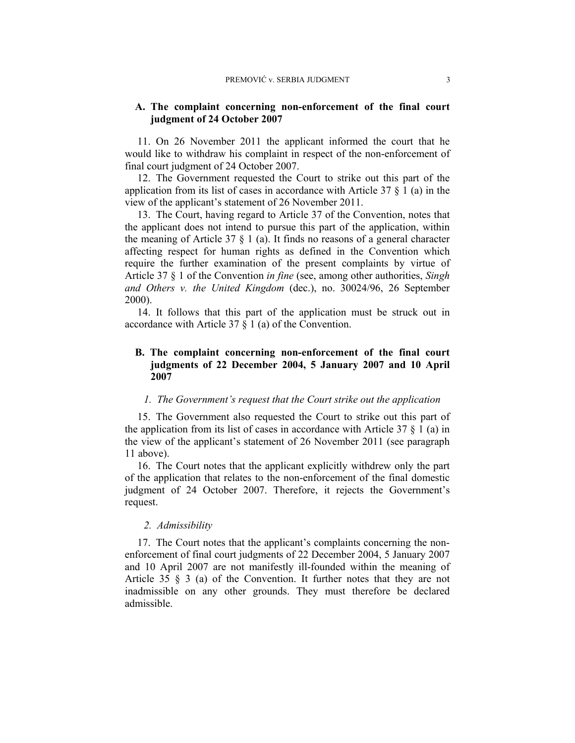### A. The complaint concerning non-enforcement of the final court judgment of 24 October 2007

11. On 26 November 2011 the applicant informed the court that he would like to withdraw his complaint in respect of the non-enforcement of final court judgment of 24 October 2007.

12. The Government requested the Court to strike out this part of the application from its list of cases in accordance with Article 37 § 1 (a) in the view of the applicant's statement of 26 November 2011.

13. The Court, having regard to Article 37 of the Convention, notes that the applicant does not intend to pursue this part of the application, within the meaning of Article 37 § 1 (a). It finds no reasons of a general character affecting respect for human rights as defined in the Convention which require the further examination of the present complaints by virtue of Article 37 § 1 of the Convention *in fine* (see, among other authorities, *Singh and Others v. the United Kingdom* (dec.), no. 30024/96, 26 September 2000).

14. It follows that this part of the application must be struck out in accordance with Article 37 § 1 (a) of the Convention.

### B. The complaint concerning non-enforcement of the final court judgments of 22 December 2004, 5 January 2007 and 10 April 2007

#### *1. The Government's request that the Court strike out the application*

15. The Government also requested the Court to strike out this part of the application from its list of cases in accordance with Article 37 § 1 (a) in the view of the applicant's statement of 26 November 2011 (see paragraph 11 above).

16. The Court notes that the applicant explicitly withdrew only the part of the application that relates to the non-enforcement of the final domestic judgment of 24 October 2007. Therefore, it rejects the Government's request.

#### *2. Admissibility*

17. The Court notes that the applicant's complaints concerning the non-enforcement of final court judgments of 22 December 2004, 5 January 2007 and 10 April 2007 are not manifestly ill-founded within the meaning of Article 35 § 3 (a) of the Convention. It further notes that they are not inadmissible on any other grounds. They must therefore be declared admissible.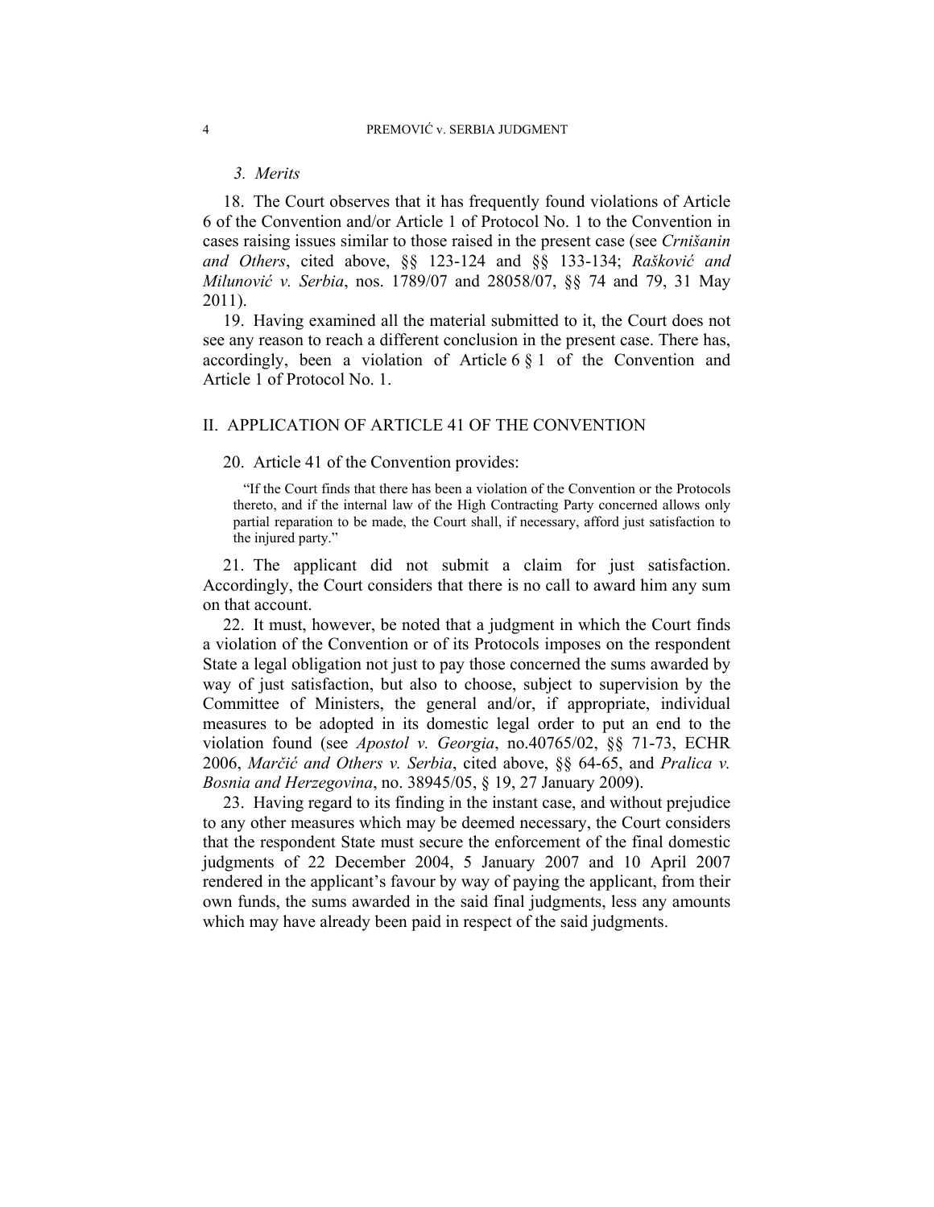### 3. Merits

18. The Court observes that it has frequently found violations of Article 6 of the Convention and/or Article 1 of Protocol No. 1 to the Convention in cases raising issues similar to those raised in the present case (see *Crnišanin and Others*, cited above, §§ 123-124 and §§ 133-134; *Rašković and Milunović v. Serbia*, nos. 1789/07 and 28058/07, §§ 74 and 79, 31 May 2011).

19. Having examined all the material submitted to it, the Court does not see any reason to reach a different conclusion in the present case. There has, accordingly, been a violation of Article 6 § 1 of the Convention and Article 1 of Protocol No. 1.

## II. APPLICATION OF ARTICLE 41 OF THE CONVENTION

20. Article 41 of the Convention provides:

> "If the Court finds that there has been a violation of the Convention or the Protocols thereto, and if the internal law of the High Contracting Party concerned allows only partial reparation to be made, the Court shall, if necessary, afford just satisfaction to the injured party."

21. The applicant did not submit a claim for just satisfaction. Accordingly, the Court considers that there is no call to award him any sum on that account.

22. It must, however, be noted that a judgment in which the Court finds a violation of the Convention or of its Protocols imposes on the respondent State a legal obligation not just to pay those concerned the sums awarded by way of just satisfaction, but also to choose, subject to supervision by the Committee of Ministers, the general and/or, if appropriate, individual measures to be adopted in its domestic legal order to put an end to the violation found (see *Apostol v. Georgia*, no.40765/02, §§ 71-73, ECHR 2006, *Marčić and Others v. Serbia*, cited above, §§ 64-65, and *Pralica v. Bosnia and Herzegovina*, no. 38945/05, § 19, 27 January 2009).

23. Having regard to its finding in the instant case, and without prejudice to any other measures which may be deemed necessary, the Court considers that the respondent State must secure the enforcement of the final domestic judgments of 22 December 2004, 5 January 2007 and 10 April 2007 rendered in the applicant's favour by way of paying the applicant, from their own funds, the sums awarded in the said final judgments, less any amounts which may have already been paid in respect of the said judgments.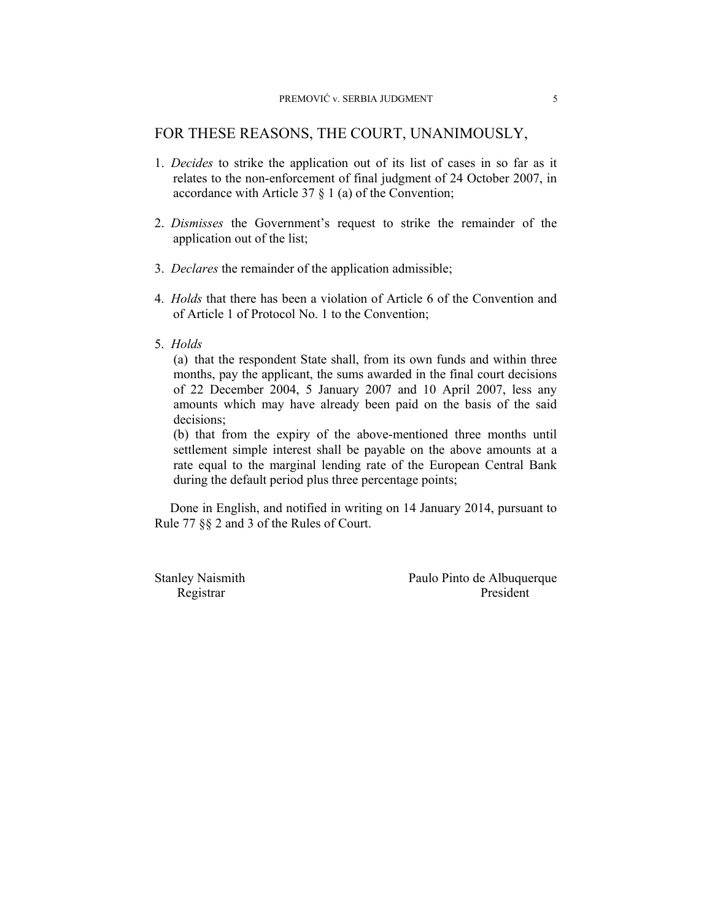## FOR THESE REASONS, THE COURT, UNANIMOUSLY,

1. *Decides* to strike the application out of its list of cases in so far as it relates to the non-enforcement of final judgment of 24 October 2007, in accordance with Article 37 § 1 (a) of the Convention;

2. *Dismisses* the Government's request to strike the remainder of the application out of the list;

3. *Declares* the remainder of the application admissible;

4. *Holds* that there has been a violation of Article 6 of the Convention and of Article 1 of Protocol No. 1 to the Convention;

5. *Holds*

   (a) that the respondent State shall, from its own funds and within three months, pay the applicant, the sums awarded in the final court decisions of 22 December 2004, 5 January 2007 and 10 April 2007, less any amounts which may have already been paid on the basis of the said decisions;

   (b) that from the expiry of the above-mentioned three months until settlement simple interest shall be payable on the above amounts at a rate equal to the marginal lending rate of the European Central Bank during the default period plus three percentage points;

Done in English, and notified in writing on 14 January 2014, pursuant to Rule 77 §§ 2 and 3 of the Rules of Court.

Stanley Naismith
Registrar

Paulo Pinto de Albuquerque
President